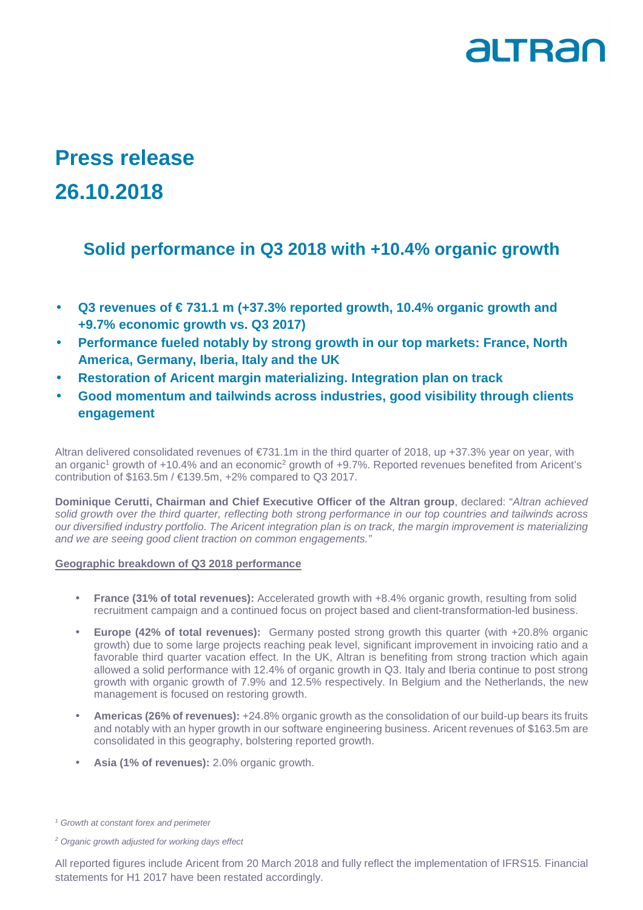# Press release

# 26.10.2018

## Solid performance in Q3 2018 with +10.4% organic growth

- **Q3 revenues of € 731.1 m (+37.3% reported growth, 10.4% organic growth and +9.7% economic growth vs. Q3 2017)**
- **Performance fueled notably by strong growth in our top markets: France, North America, Germany, Iberia, Italy and the UK**
- **Restoration of Aricent margin materializing. Integration plan on track**
- **Good momentum and tailwinds across industries, good visibility through clients engagement**

Altran delivered consolidated revenues of €731.1m in the third quarter of 2018, up +37.3% year on year, with an organic[1] growth of +10.4% and an economic[2] growth of +9.7%. Reported revenues benefited from Aricent's contribution of \$163.5m / €139.5m, +2% compared to Q3 2017.

**Dominique Cerutti, Chairman and Chief Executive Officer of the Altran group**, declared: "*Altran achieved solid growth over the third quarter, reflecting both strong performance in our top countries and tailwinds across our diversified industry portfolio. The Aricent integration plan is on track, the margin improvement is materializing and we are seeing good client traction on common engagements.*"

**Geographic breakdown of Q3 2018 performance**

- **France (31% of total revenues):** Accelerated growth with +8.4% organic growth, resulting from solid recruitment campaign and a continued focus on project based and client-transformation-led business.
- **Europe (42% of total revenues):** Germany posted strong growth this quarter (with +20.8% organic growth) due to some large projects reaching peak level, significant improvement in invoicing ratio and a favorable third quarter vacation effect. In the UK, Altran is benefiting from strong traction which again allowed a solid performance with 12.4% of organic growth in Q3. Italy and Iberia continue to post strong growth with organic growth of 7.9% and 12.5% respectively. In Belgium and the Netherlands, the new management is focused on restoring growth.
- **Americas (26% of revenues):** +24.8% organic growth as the consolidation of our build-up bears its fruits and notably with an hyper growth in our software engineering business. Aricent revenues of \$163.5m are consolidated in this geography, bolstering reported growth.
- **Asia (1% of revenues):** 2.0% organic growth.

*[1] Growth at constant forex and perimeter*

*[2] Organic growth adjusted for working days effect*

All reported figures include Aricent from 20 March 2018 and fully reflect the implementation of IFRS15. Financial statements for H1 2017 have been restated accordingly.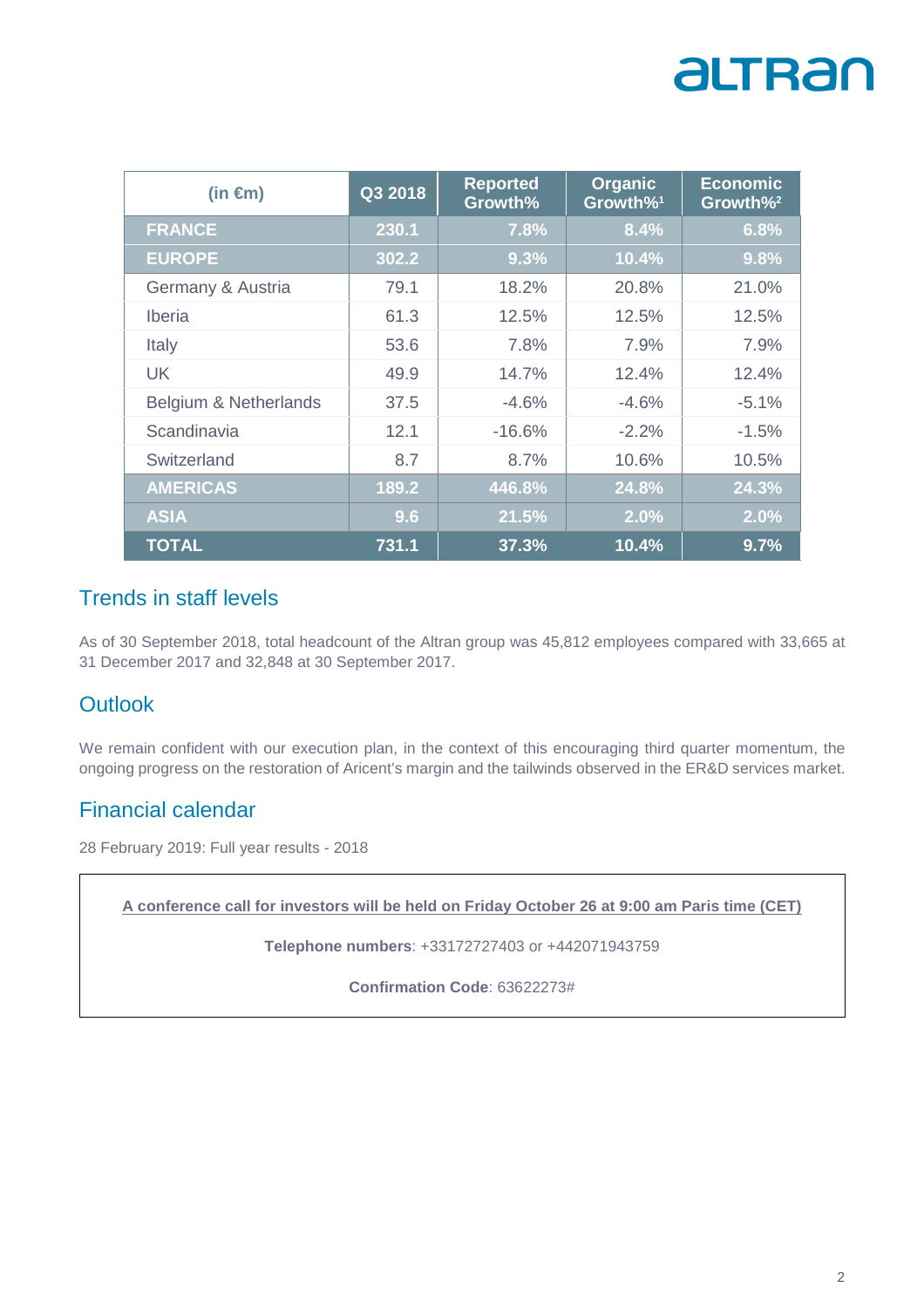| (in €m) | Q3 2018 | Reported Growth% | Organic Growth%[1] | Economic Growth%[2] |
|---|---|---|---|---|
| **FRANCE** | **230.1** | **7.8%** | **8.4%** | **6.8%** |
| **EUROPE** | **302.2** | **9.3%** | **10.4%** | **9.8%** |
| Germany & Austria | 79.1 | 18.2% | 20.8% | 21.0% |
| Iberia | 61.3 | 12.5% | 12.5% | 12.5% |
| Italy | 53.6 | 7.8% | 7.9% | 7.9% |
| UK | 49.9 | 14.7% | 12.4% | 12.4% |
| Belgium & Netherlands | 37.5 | -4.6% | -4.6% | -5.1% |
| Scandinavia | 12.1 | -16.6% | -2.2% | -1.5% |
| Switzerland | 8.7 | 8.7% | 10.6% | 10.5% |
| **AMERICAS** | **189.2** | **446.8%** | **24.8%** | **24.3%** |
| **ASIA** | **9.6** | **21.5%** | **2.0%** | **2.0%** |
| **TOTAL** | **731.1** | **37.3%** | **10.4%** | **9.7%** |

## Trends in staff levels

As of 30 September 2018, total headcount of the Altran group was 45,812 employees compared with 33,665 at 31 December 2017 and 32,848 at 30 September 2017.

## Outlook

We remain confident with our execution plan, in the context of this encouraging third quarter momentum, the ongoing progress on the restoration of Aricent's margin and the tailwinds observed in the ER&D services market.

## Financial calendar

28 February 2019: Full year results - 2018

**A conference call for investors will be held on Friday October 26 at 9:00 am Paris time (CET)**

**Telephone numbers**: +33172727403 or +442071943759

**Confirmation Code**: 63622273#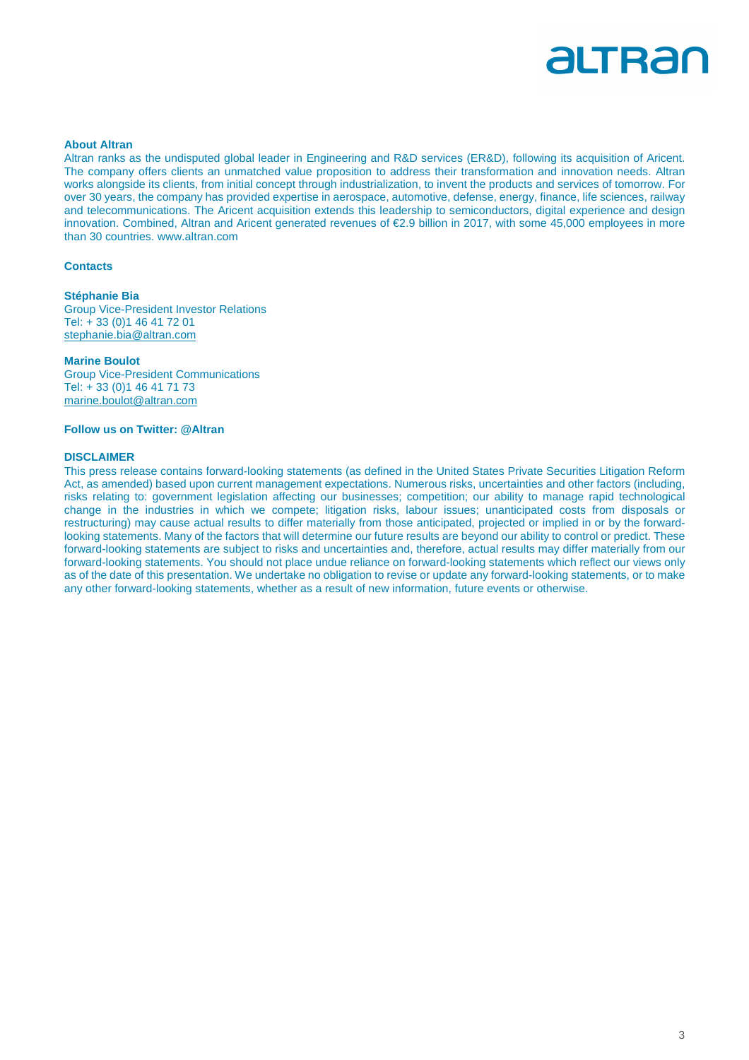**About Altran**

Altran ranks as the undisputed global leader in Engineering and R&D services (ER&D), following its acquisition of Aricent. The company offers clients an unmatched value proposition to address their transformation and innovation needs. Altran works alongside its clients, from initial concept through industrialization, to invent the products and services of tomorrow. For over 30 years, the company has provided expertise in aerospace, automotive, defense, energy, finance, life sciences, railway and telecommunications. The Aricent acquisition extends this leadership to semiconductors, digital experience and design innovation. Combined, Altran and Aricent generated revenues of €2.9 billion in 2017, with some 45,000 employees in more than 30 countries. www.altran.com

**Contacts**

**Stéphanie Bia**
Group Vice-President Investor Relations
Tel: + 33 (0)1 46 41 72 01
stephanie.bia@altran.com

**Marine Boulot**
Group Vice-President Communications
Tel: + 33 (0)1 46 41 71 73
marine.boulot@altran.com

**Follow us on Twitter: @Altran**

**DISCLAIMER**

This press release contains forward-looking statements (as defined in the United States Private Securities Litigation Reform Act, as amended) based upon current management expectations. Numerous risks, uncertainties and other factors (including, risks relating to: government legislation affecting our businesses; competition; our ability to manage rapid technological change in the industries in which we compete; litigation risks, labour issues; unanticipated costs from disposals or restructuring) may cause actual results to differ materially from those anticipated, projected or implied in or by the forward-looking statements. Many of the factors that will determine our future results are beyond our ability to control or predict. These forward-looking statements are subject to risks and uncertainties and, therefore, actual results may differ materially from our forward-looking statements. You should not place undue reliance on forward-looking statements which reflect our views only as of the date of this presentation. We undertake no obligation to revise or update any forward-looking statements, or to make any other forward-looking statements, whether as a result of new information, future events or otherwise.